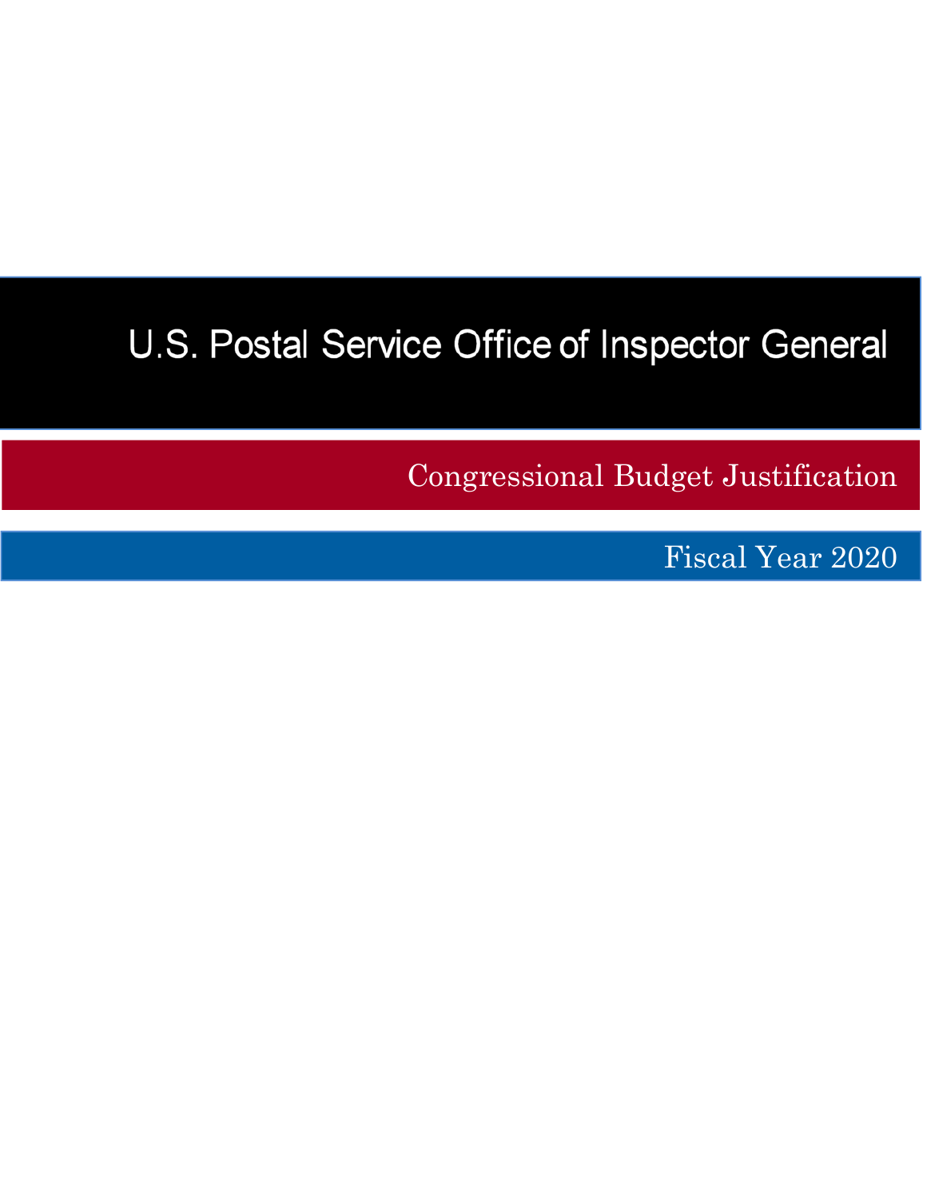# U.S. Postal Service Office of Inspector General

## Congressional Budget Justification

## Fiscal Year 2020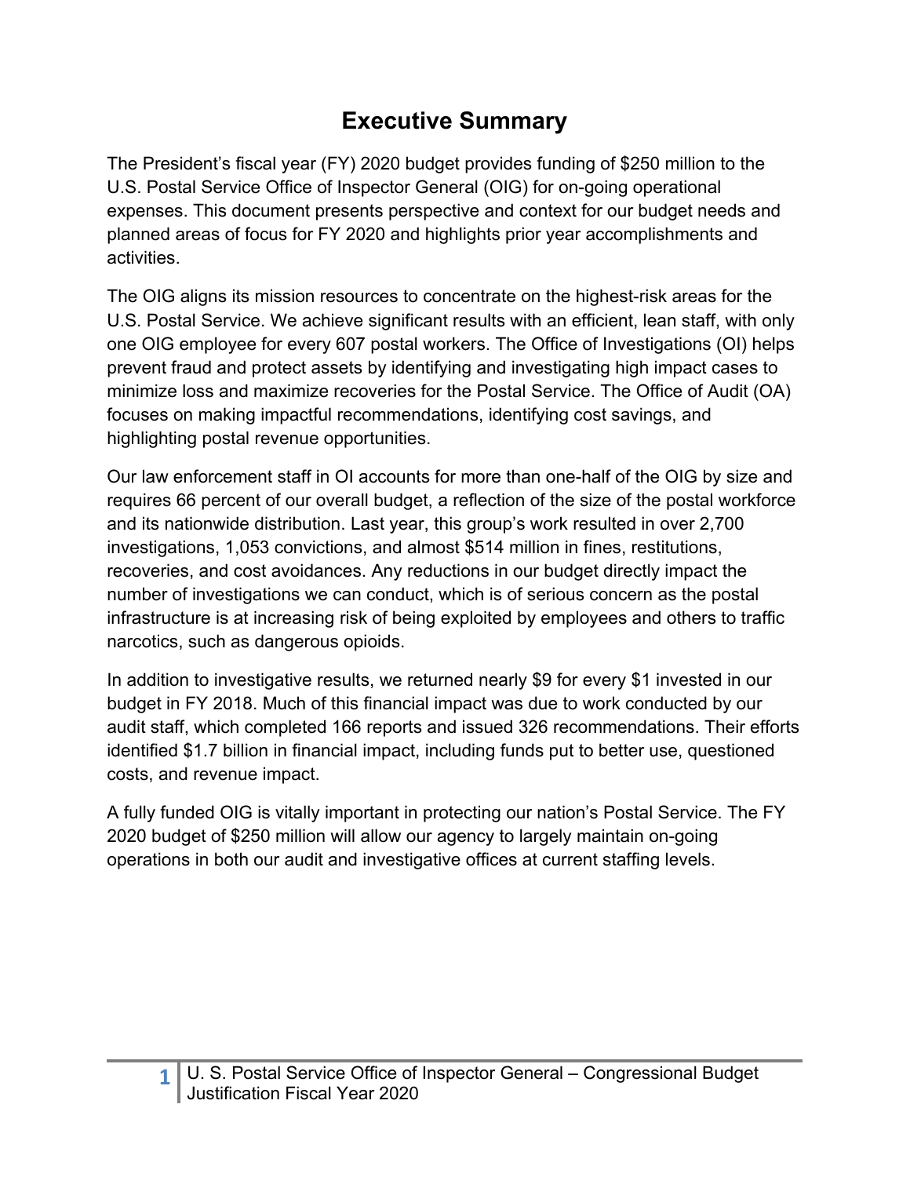# Executive Summary

The President's fiscal year (FY) 2020 budget provides funding of $250 million to the U.S. Postal Service Office of Inspector General (OIG) for on-going operational expenses. This document presents perspective and context for our budget needs and planned areas of focus for FY 2020 and highlights prior year accomplishments and activities.

The OIG aligns its mission resources to concentrate on the highest-risk areas for the U.S. Postal Service. We achieve significant results with an efficient, lean staff, with only one OIG employee for every 607 postal workers. The Office of Investigations (OI) helps prevent fraud and protect assets by identifying and investigating high impact cases to minimize loss and maximize recoveries for the Postal Service. The Office of Audit (OA) focuses on making impactful recommendations, identifying cost savings, and highlighting postal revenue opportunities.

Our law enforcement staff in OI accounts for more than one-half of the OIG by size and requires 66 percent of our overall budget, a reflection of the size of the postal workforce and its nationwide distribution. Last year, this group's work resulted in over 2,700 investigations, 1,053 convictions, and almost $514 million in fines, restitutions, recoveries, and cost avoidances. Any reductions in our budget directly impact the number of investigations we can conduct, which is of serious concern as the postal infrastructure is at increasing risk of being exploited by employees and others to traffic narcotics, such as dangerous opioids.

In addition to investigative results, we returned nearly $9 for every $1 invested in our budget in FY 2018. Much of this financial impact was due to work conducted by our audit staff, which completed 166 reports and issued 326 recommendations. Their efforts identified $1.7 billion in financial impact, including funds put to better use, questioned costs, and revenue impact.

A fully funded OIG is vitally important in protecting our nation's Postal Service. The FY 2020 budget of $250 million will allow our agency to largely maintain on-going operations in both our audit and investigative offices at current staffing levels.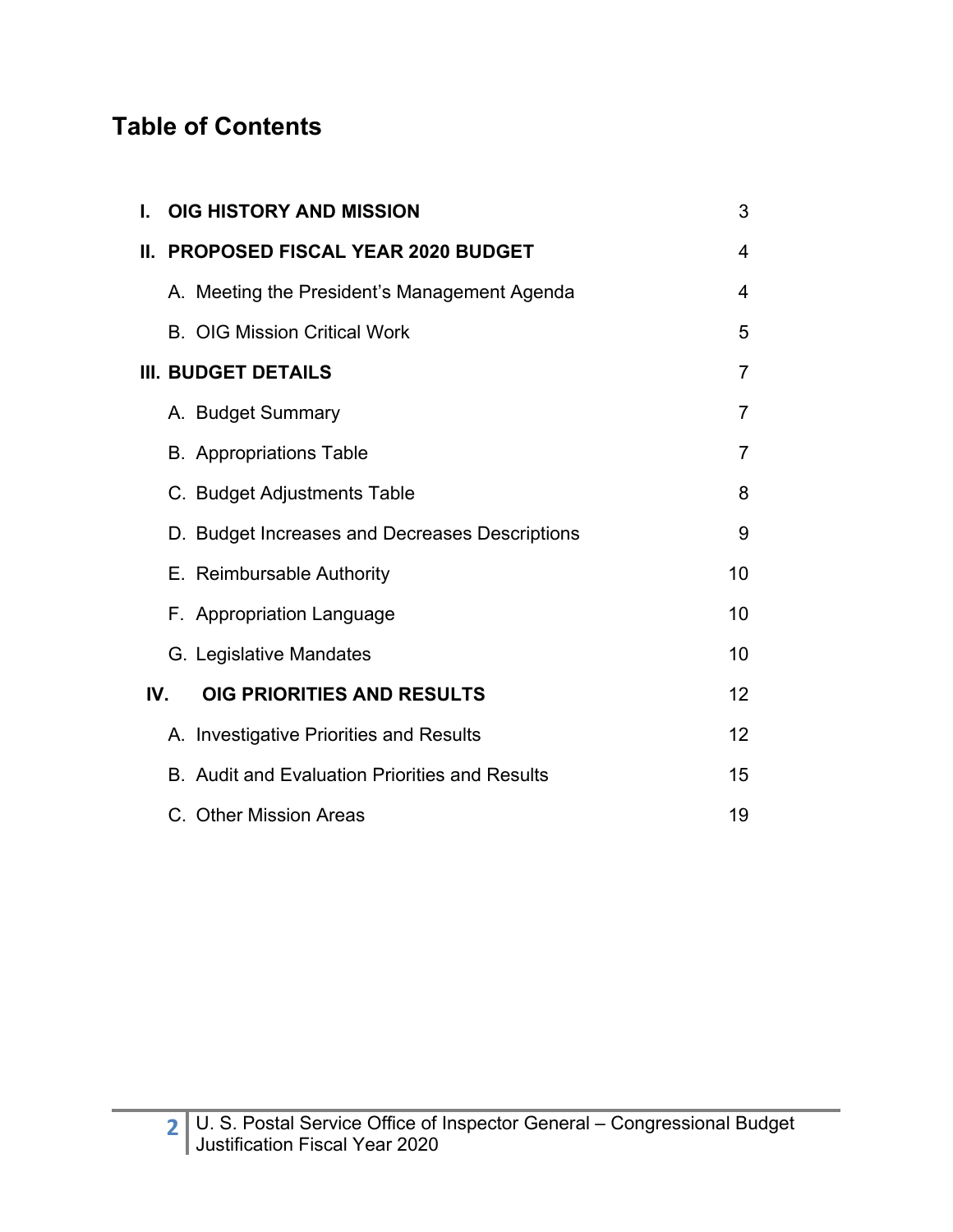# Table of Contents

| | |
|---|---|
| **I. OIG HISTORY AND MISSION** | 3 |
| **II. PROPOSED FISCAL YEAR 2020 BUDGET** | 4 |
| A. Meeting the President's Management Agenda | 4 |
| B. OIG Mission Critical Work | 5 |
| **III. BUDGET DETAILS** | 7 |
| A. Budget Summary | 7 |
| B. Appropriations Table | 7 |
| C. Budget Adjustments Table | 8 |
| D. Budget Increases and Decreases Descriptions | 9 |
| E. Reimbursable Authority | 10 |
| F. Appropriation Language | 10 |
| G. Legislative Mandates | 10 |
| **IV. OIG PRIORITIES AND RESULTS** | 12 |
| A. Investigative Priorities and Results | 12 |
| B. Audit and Evaluation Priorities and Results | 15 |
| C. Other Mission Areas | 19 |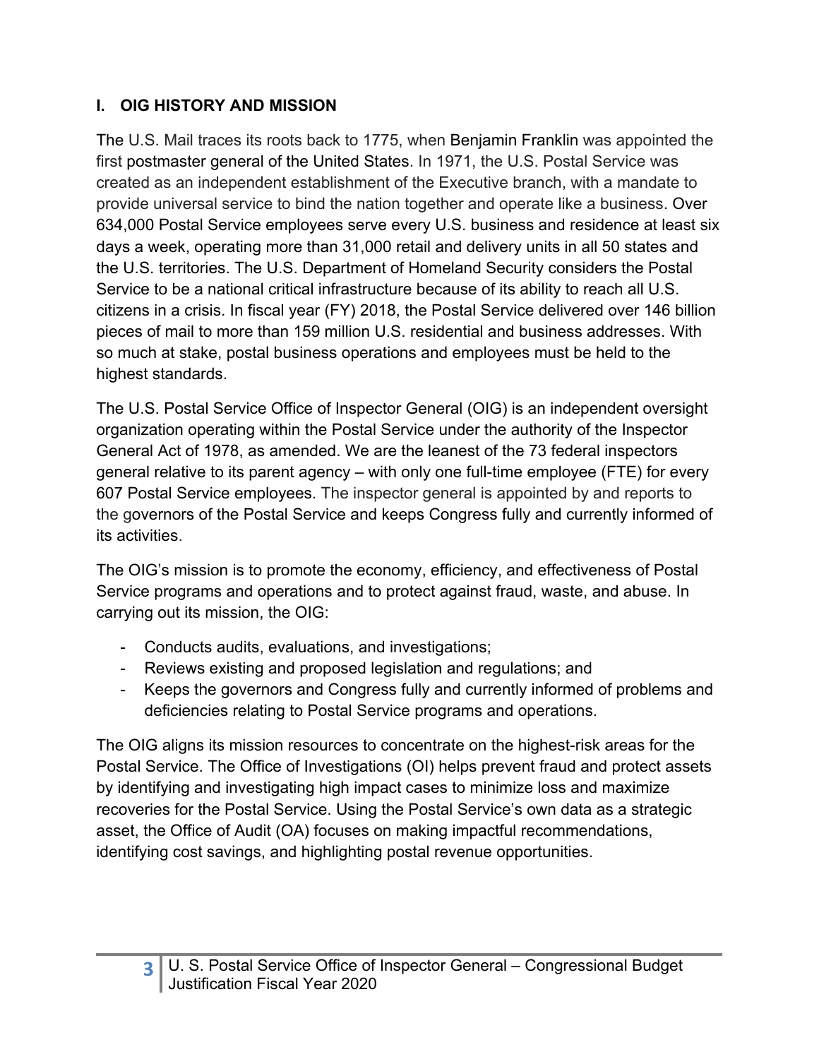## I. OIG HISTORY AND MISSION

The U.S. Mail traces its roots back to 1775, when Benjamin Franklin was appointed the first postmaster general of the United States. In 1971, the U.S. Postal Service was created as an independent establishment of the Executive branch, with a mandate to provide universal service to bind the nation together and operate like a business. Over 634,000 Postal Service employees serve every U.S. business and residence at least six days a week, operating more than 31,000 retail and delivery units in all 50 states and the U.S. territories. The U.S. Department of Homeland Security considers the Postal Service to be a national critical infrastructure because of its ability to reach all U.S. citizens in a crisis. In fiscal year (FY) 2018, the Postal Service delivered over 146 billion pieces of mail to more than 159 million U.S. residential and business addresses. With so much at stake, postal business operations and employees must be held to the highest standards.

The U.S. Postal Service Office of Inspector General (OIG) is an independent oversight organization operating within the Postal Service under the authority of the Inspector General Act of 1978, as amended. We are the leanest of the 73 federal inspectors general relative to its parent agency – with only one full-time employee (FTE) for every 607 Postal Service employees. The inspector general is appointed by and reports to the governors of the Postal Service and keeps Congress fully and currently informed of its activities.

The OIG's mission is to promote the economy, efficiency, and effectiveness of Postal Service programs and operations and to protect against fraud, waste, and abuse. In carrying out its mission, the OIG:

- Conducts audits, evaluations, and investigations;
- Reviews existing and proposed legislation and regulations; and
- Keeps the governors and Congress fully and currently informed of problems and deficiencies relating to Postal Service programs and operations.

The OIG aligns its mission resources to concentrate on the highest-risk areas for the Postal Service. The Office of Investigations (OI) helps prevent fraud and protect assets by identifying and investigating high impact cases to minimize loss and maximize recoveries for the Postal Service. Using the Postal Service's own data as a strategic asset, the Office of Audit (OA) focuses on making impactful recommendations, identifying cost savings, and highlighting postal revenue opportunities.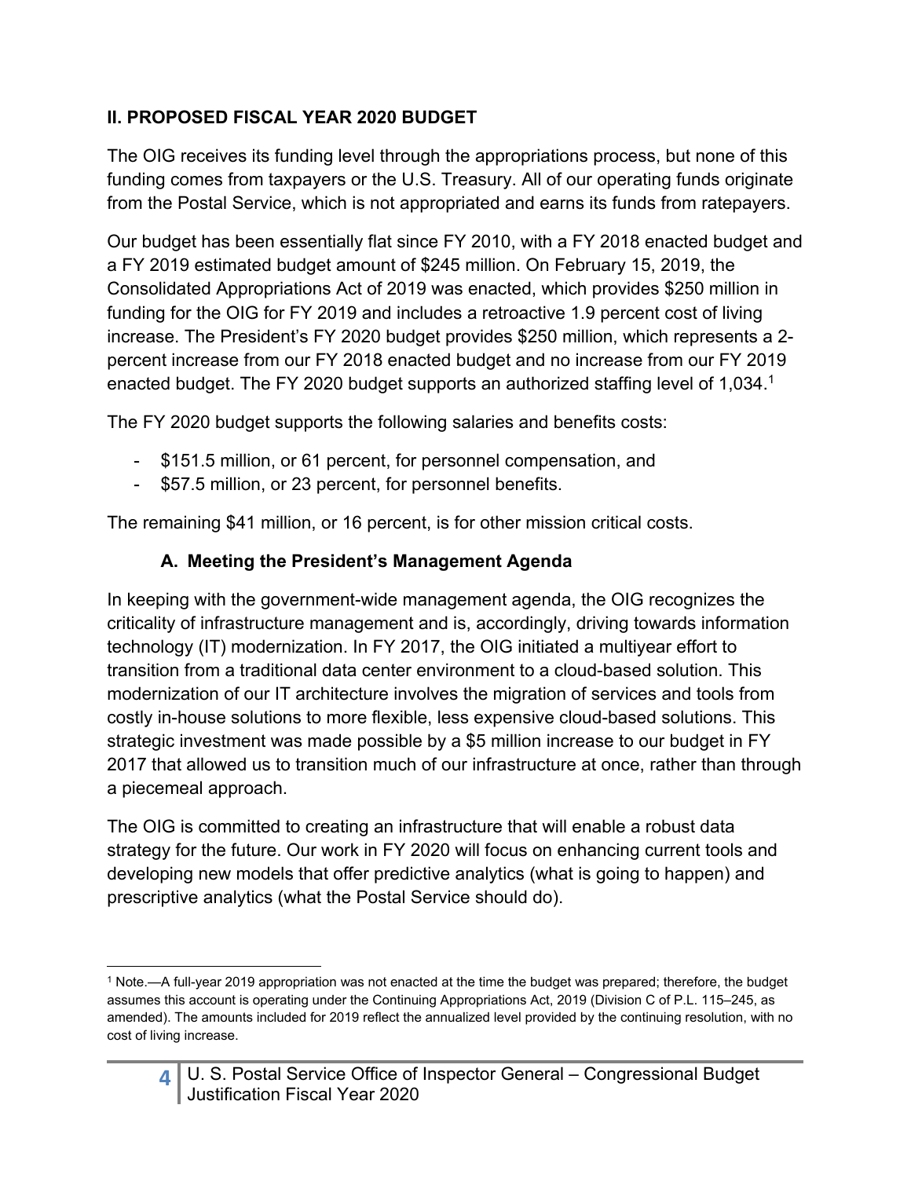## II. PROPOSED FISCAL YEAR 2020 BUDGET

The OIG receives its funding level through the appropriations process, but none of this funding comes from taxpayers or the U.S. Treasury. All of our operating funds originate from the Postal Service, which is not appropriated and earns its funds from ratepayers.

Our budget has been essentially flat since FY 2010, with a FY 2018 enacted budget and a FY 2019 estimated budget amount of $245 million. On February 15, 2019, the Consolidated Appropriations Act of 2019 was enacted, which provides $250 million in funding for the OIG for FY 2019 and includes a retroactive 1.9 percent cost of living increase. The President's FY 2020 budget provides $250 million, which represents a 2-percent increase from our FY 2018 enacted budget and no increase from our FY 2019 enacted budget. The FY 2020 budget supports an authorized staffing level of 1,034.[1]

The FY 2020 budget supports the following salaries and benefits costs:

- $151.5 million, or 61 percent, for personnel compensation, and
- $57.5 million, or 23 percent, for personnel benefits.

The remaining $41 million, or 16 percent, is for other mission critical costs.

### A. Meeting the President's Management Agenda

In keeping with the government-wide management agenda, the OIG recognizes the criticality of infrastructure management and is, accordingly, driving towards information technology (IT) modernization. In FY 2017, the OIG initiated a multiyear effort to transition from a traditional data center environment to a cloud-based solution. This modernization of our IT architecture involves the migration of services and tools from costly in-house solutions to more flexible, less expensive cloud-based solutions. This strategic investment was made possible by a $5 million increase to our budget in FY 2017 that allowed us to transition much of our infrastructure at once, rather than through a piecemeal approach.

The OIG is committed to creating an infrastructure that will enable a robust data strategy for the future. Our work in FY 2020 will focus on enhancing current tools and developing new models that offer predictive analytics (what is going to happen) and prescriptive analytics (what the Postal Service should do).

[1] Note.—A full-year 2019 appropriation was not enacted at the time the budget was prepared; therefore, the budget assumes this account is operating under the Continuing Appropriations Act, 2019 (Division C of P.L. 115–245, as amended). The amounts included for 2019 reflect the annualized level provided by the continuing resolution, with no cost of living increase.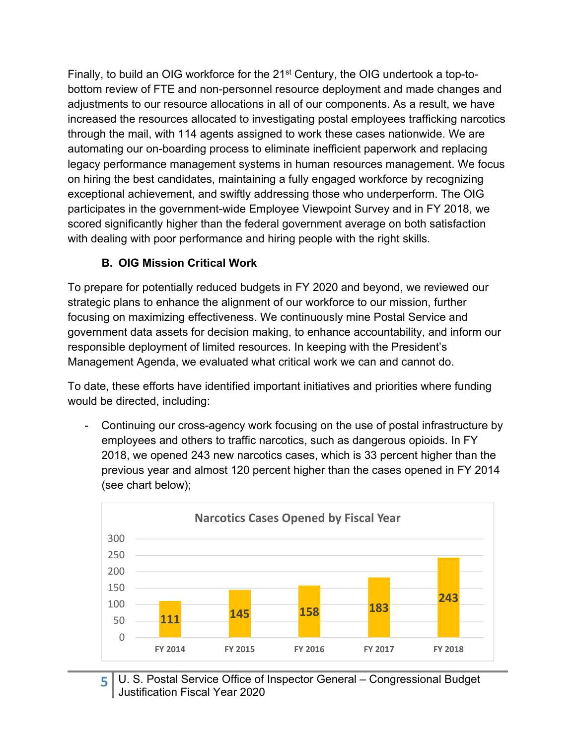Finally, to build an OIG workforce for the 21st Century, the OIG undertook a top-to-bottom review of FTE and non-personnel resource deployment and made changes and adjustments to our resource allocations in all of our components. As a result, we have increased the resources allocated to investigating postal employees trafficking narcotics through the mail, with 114 agents assigned to work these cases nationwide. We are automating our on-boarding process to eliminate inefficient paperwork and replacing legacy performance management systems in human resources management. We focus on hiring the best candidates, maintaining a fully engaged workforce by recognizing exceptional achievement, and swiftly addressing those who underperform. The OIG participates in the government-wide Employee Viewpoint Survey and in FY 2018, we scored significantly higher than the federal government average on both satisfaction with dealing with poor performance and hiring people with the right skills.

### B. OIG Mission Critical Work

To prepare for potentially reduced budgets in FY 2020 and beyond, we reviewed our strategic plans to enhance the alignment of our workforce to our mission, further focusing on maximizing effectiveness. We continuously mine Postal Service and government data assets for decision making, to enhance accountability, and inform our responsible deployment of limited resources. In keeping with the President's Management Agenda, we evaluated what critical work we can and cannot do.

To date, these efforts have identified important initiatives and priorities where funding would be directed, including:

- Continuing our cross-agency work focusing on the use of postal infrastructure by employees and others to traffic narcotics, such as dangerous opioids. In FY 2018, we opened 243 new narcotics cases, which is 33 percent higher than the previous year and almost 120 percent higher than the cases opened in FY 2014 (see chart below);

**Narcotics Cases Opened by Fiscal Year**

| FY 2014 | FY 2015 | FY 2016 | FY 2017 | FY 2018 |
|---|---|---|---|---|
| 111 | 145 | 158 | 183 | 243 |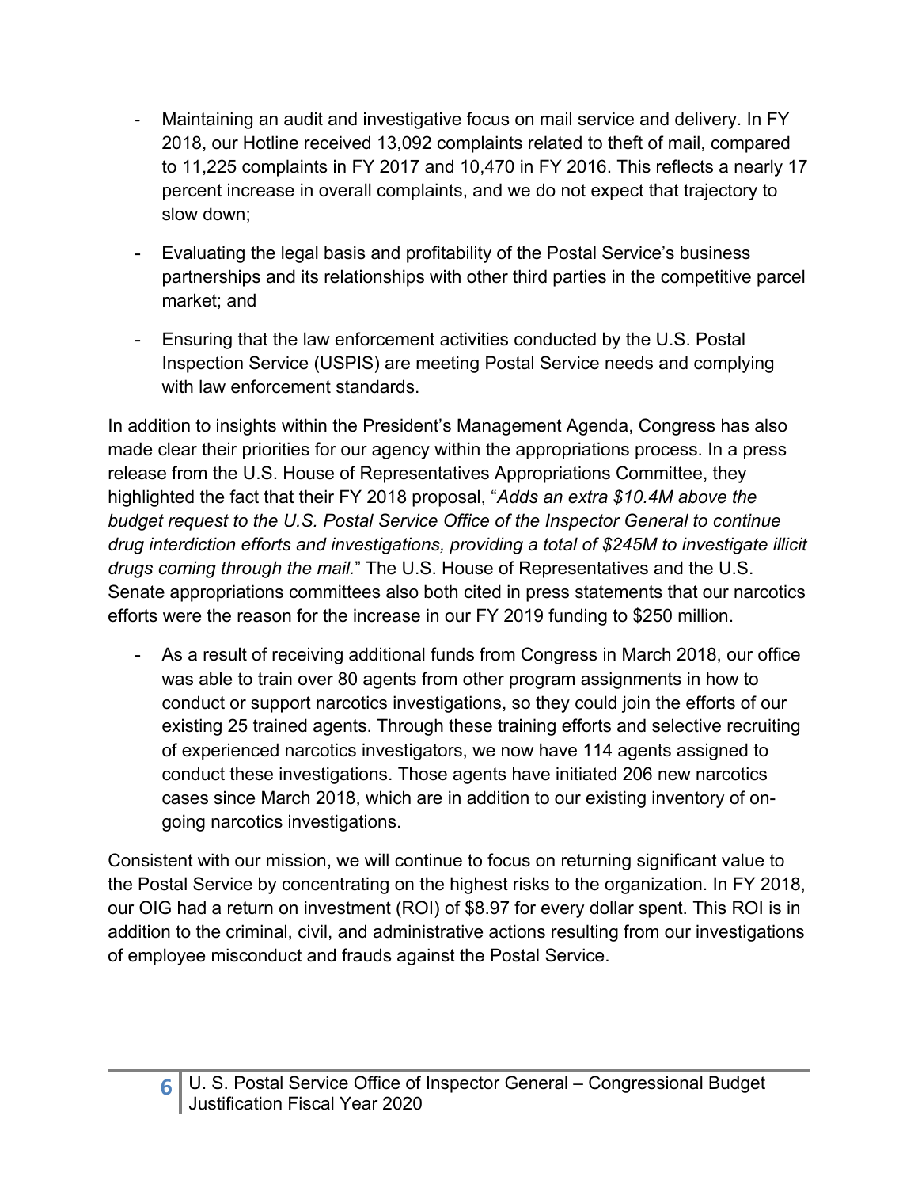- Maintaining an audit and investigative focus on mail service and delivery. In FY 2018, our Hotline received 13,092 complaints related to theft of mail, compared to 11,225 complaints in FY 2017 and 10,470 in FY 2016. This reflects a nearly 17 percent increase in overall complaints, and we do not expect that trajectory to slow down;
- Evaluating the legal basis and profitability of the Postal Service's business partnerships and its relationships with other third parties in the competitive parcel market; and
- Ensuring that the law enforcement activities conducted by the U.S. Postal Inspection Service (USPIS) are meeting Postal Service needs and complying with law enforcement standards.

In addition to insights within the President's Management Agenda, Congress has also made clear their priorities for our agency within the appropriations process. In a press release from the U.S. House of Representatives Appropriations Committee, they highlighted the fact that their FY 2018 proposal, "*Adds an extra $10.4M above the budget request to the U.S. Postal Service Office of the Inspector General to continue drug interdiction efforts and investigations, providing a total of $245M to investigate illicit drugs coming through the mail.*" The U.S. House of Representatives and the U.S. Senate appropriations committees also both cited in press statements that our narcotics efforts were the reason for the increase in our FY 2019 funding to $250 million.

- As a result of receiving additional funds from Congress in March 2018, our office was able to train over 80 agents from other program assignments in how to conduct or support narcotics investigations, so they could join the efforts of our existing 25 trained agents. Through these training efforts and selective recruiting of experienced narcotics investigators, we now have 114 agents assigned to conduct these investigations. Those agents have initiated 206 new narcotics cases since March 2018, which are in addition to our existing inventory of on-going narcotics investigations.

Consistent with our mission, we will continue to focus on returning significant value to the Postal Service by concentrating on the highest risks to the organization. In FY 2018, our OIG had a return on investment (ROI) of $8.97 for every dollar spent. This ROI is in addition to the criminal, civil, and administrative actions resulting from our investigations of employee misconduct and frauds against the Postal Service.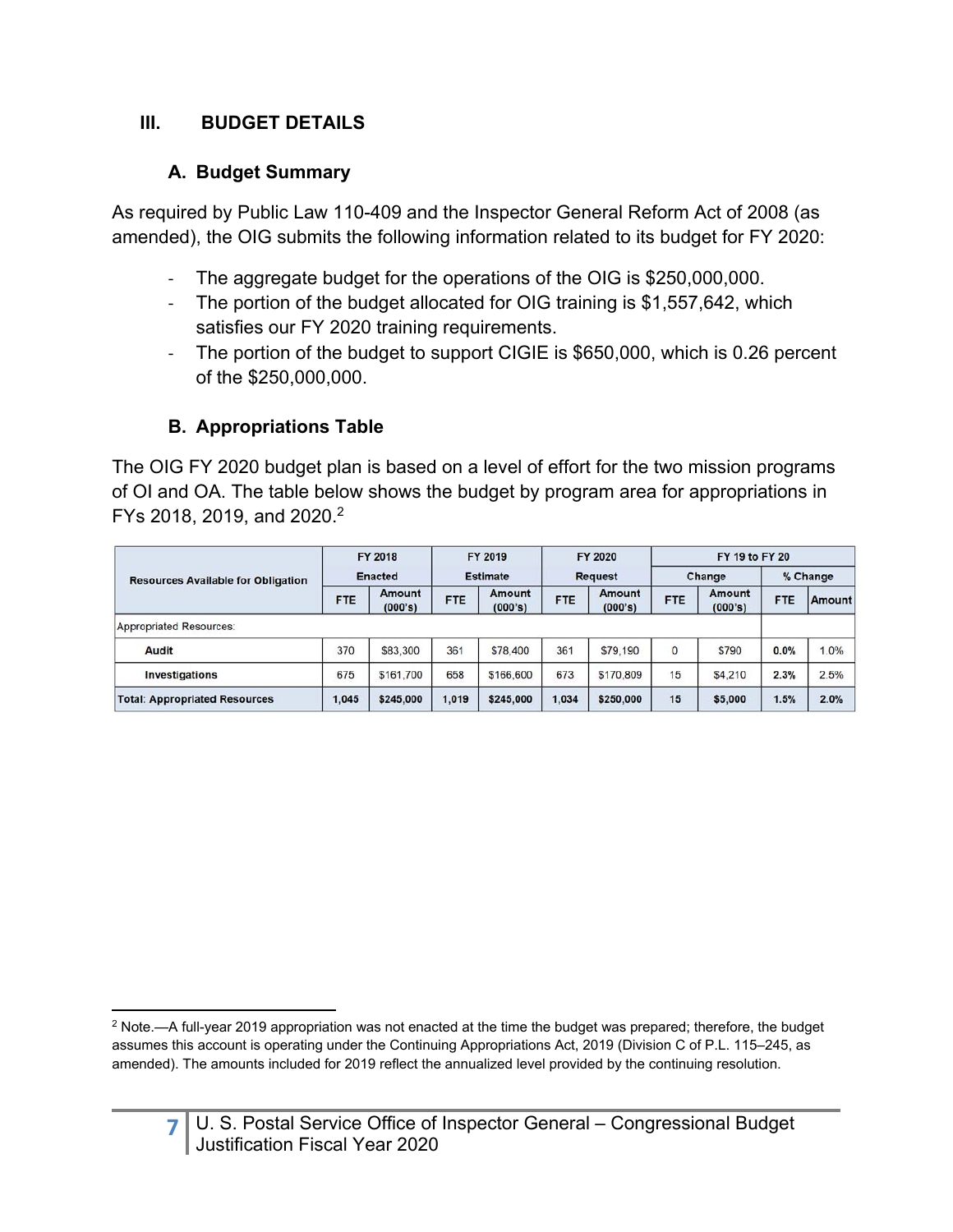## III. BUDGET DETAILS

### A. Budget Summary

As required by Public Law 110-409 and the Inspector General Reform Act of 2008 (as amended), the OIG submits the following information related to its budget for FY 2020:

- The aggregate budget for the operations of the OIG is $250,000,000.
- The portion of the budget allocated for OIG training is $1,557,642, which satisfies our FY 2020 training requirements.
- The portion of the budget to support CIGIE is $650,000, which is 0.26 percent of the $250,000,000.

### B. Appropriations Table

The OIG FY 2020 budget plan is based on a level of effort for the two mission programs of OI and OA. The table below shows the budget by program area for appropriations in FYs 2018, 2019, and 2020.[2]

| Resources Available for Obligation | FY 2018 Enacted | | FY 2019 Estimate | | FY 2020 Request | | FY 19 to FY 20 Change | | FY 19 to FY 20 % Change | |
|---|---|---|---|---|---|---|---|---|---|---|
| | FTE | Amount (000's) | FTE | Amount (000's) | FTE | Amount (000's) | FTE | Amount (000's) | FTE | Amount |
| Appropriated Resources: | | | | | | | | | | |
| **Audit** | 370 | $83,300 | 361 | $78,400 | 361 | $79,190 | 0 | $790 | **0.0%** | 1.0% |
| **Investigations** | 675 | $161,700 | 658 | $166,600 | 673 | $170,809 | 15 | $4,210 | **2.3%** | 2.5% |
| **Total: Appropriated Resources** | **1,045** | **$245,000** | **1,019** | **$245,000** | **1,034** | **$250,000** | **15** | **$5,000** | **1.5%** | **2.0%** |

[2] Note.—A full-year 2019 appropriation was not enacted at the time the budget was prepared; therefore, the budget assumes this account is operating under the Continuing Appropriations Act, 2019 (Division C of P.L. 115–245, as amended). The amounts included for 2019 reflect the annualized level provided by the continuing resolution.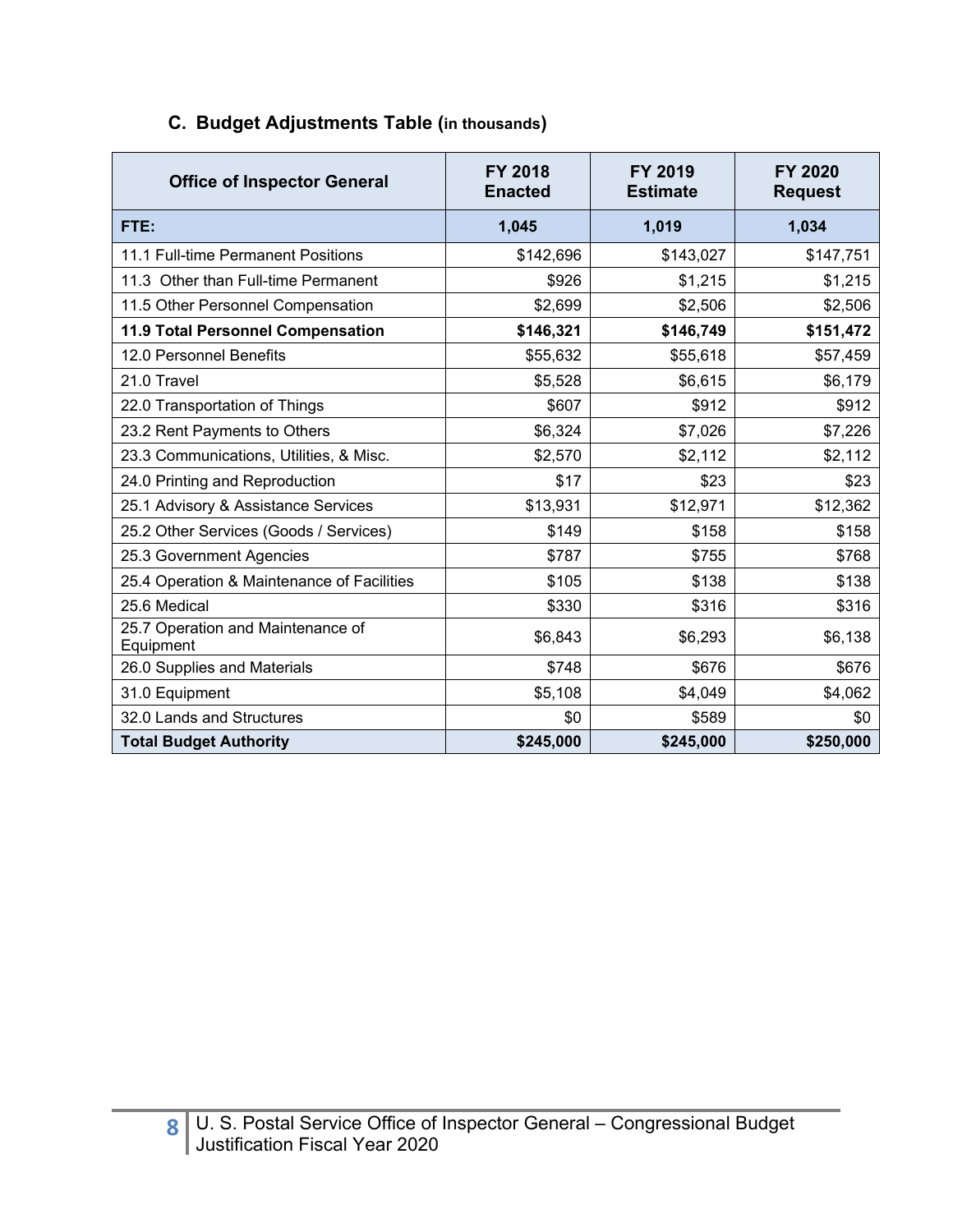### C. Budget Adjustments Table (in thousands)

| Office of Inspector General | FY 2018 Enacted | FY 2019 Estimate | FY 2020 Request |
|---|---|---|---|
| **FTE:** | **1,045** | **1,019** | **1,034** |
| 11.1 Full-time Permanent Positions | $142,696 | $143,027 | $147,751 |
| 11.3 Other than Full-time Permanent | $926 | $1,215 | $1,215 |
| 11.5 Other Personnel Compensation | $2,699 | $2,506 | $2,506 |
| **11.9 Total Personnel Compensation** | **$146,321** | **$146,749** | **$151,472** |
| 12.0 Personnel Benefits | $55,632 | $55,618 | $57,459 |
| 21.0 Travel | $5,528 | $6,615 | $6,179 |
| 22.0 Transportation of Things | $607 | $912 | $912 |
| 23.2 Rent Payments to Others | $6,324 | $7,026 | $7,226 |
| 23.3 Communications, Utilities, & Misc. | $2,570 | $2,112 | $2,112 |
| 24.0 Printing and Reproduction | $17 | $23 | $23 |
| 25.1 Advisory & Assistance Services | $13,931 | $12,971 | $12,362 |
| 25.2 Other Services (Goods / Services) | $149 | $158 | $158 |
| 25.3 Government Agencies | $787 | $755 | $768 |
| 25.4 Operation & Maintenance of Facilities | $105 | $138 | $138 |
| 25.6 Medical | $330 | $316 | $316 |
| 25.7 Operation and Maintenance of Equipment | $6,843 | $6,293 | $6,138 |
| 26.0 Supplies and Materials | $748 | $676 | $676 |
| 31.0 Equipment | $5,108 | $4,049 | $4,062 |
| 32.0 Lands and Structures | $0 | $589 | $0 |
| **Total Budget Authority** | **$245,000** | **$245,000** | **$250,000** |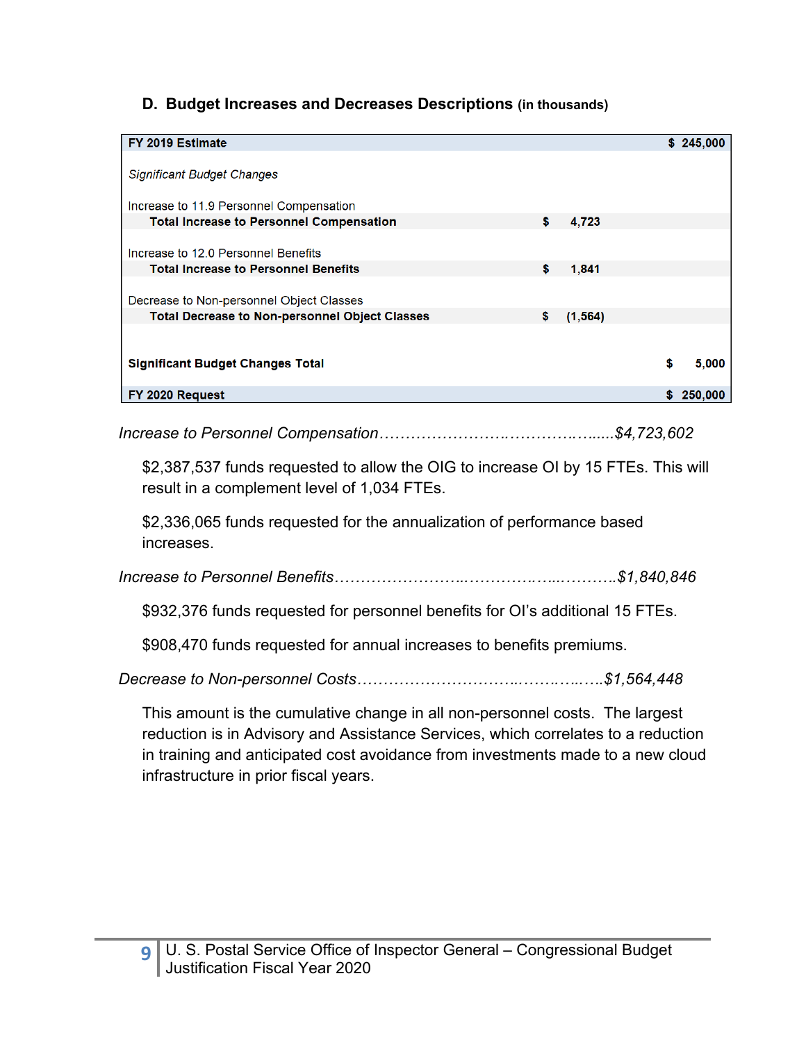### D. Budget Increases and Decreases Descriptions (in thousands)

| | | |
|---|---|---|
| **FY 2019 Estimate** | | **$ 245,000** |
| *Significant Budget Changes* | | |
| Increase to 11.9 Personnel Compensation | | |
| **Total Increase to Personnel Compensation** | **$ 4,723** | |
| Increase to 12.0 Personnel Benefits | | |
| **Total Increase to Personnel Benefits** | **$ 1,841** | |
| Decrease to Non-personnel Object Classes | | |
| **Total Decrease to Non-personnel Object Classes** | **$ (1,564)** | |
| **Significant Budget Changes Total** | | **$ 5,000** |
| **FY 2020 Request** | | **$ 250,000** |

*Increase to Personnel Compensation……………………….……………..…..$4,723,602*

$2,387,537 funds requested to allow the OIG to increase OI by 15 FTEs. This will result in a complement level of 1,034 FTEs.

$2,336,065 funds requested for the annualization of performance based increases.

*Increase to Personnel Benefits……………………..………………...………..$1,840,846*

$932,376 funds requested for personnel benefits for OI's additional 15 FTEs.

$908,470 funds requested for annual increases to benefits premiums.

*Decrease to Non-personnel Costs…………………………..………..……..$1,564,448*

This amount is the cumulative change in all non-personnel costs. The largest reduction is in Advisory and Assistance Services, which correlates to a reduction in training and anticipated cost avoidance from investments made to a new cloud infrastructure in prior fiscal years.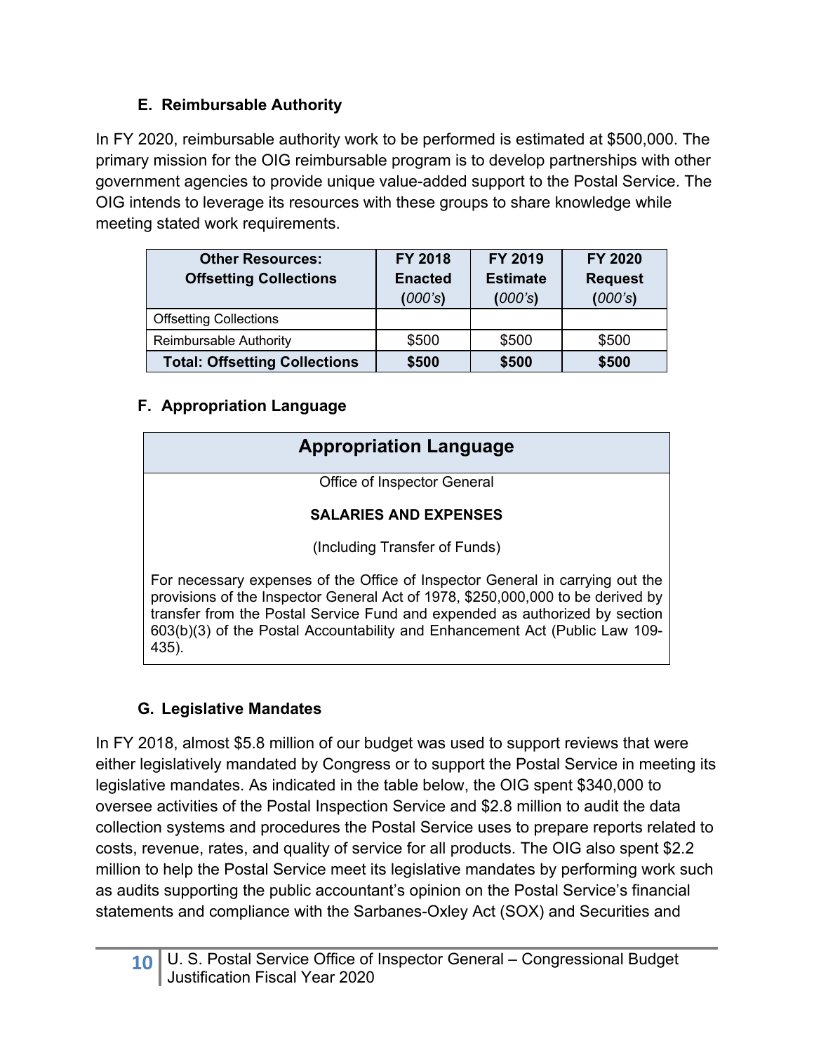### E. Reimbursable Authority

In FY 2020, reimbursable authority work to be performed is estimated at $500,000. The primary mission for the OIG reimbursable program is to develop partnerships with other government agencies to provide unique value-added support to the Postal Service. The OIG intends to leverage its resources with these groups to share knowledge while meeting stated work requirements.

| Other Resources: Offsetting Collections | FY 2018 Enacted (*000's*) | FY 2019 Estimate (*000's*) | FY 2020 Request (*000's*) |
|---|---|---|---|
| Offsetting Collections | | | |
| Reimbursable Authority | $500 | $500 | $500 |
| **Total: Offsetting Collections** | **$500** | **$500** | **$500** |

### F. Appropriation Language

| Appropriation Language |
|---|
| Office of Inspector General<br><br>**SALARIES AND EXPENSES**<br><br>(Including Transfer of Funds)<br><br>For necessary expenses of the Office of Inspector General in carrying out the provisions of the Inspector General Act of 1978, $250,000,000 to be derived by transfer from the Postal Service Fund and expended as authorized by section 603(b)(3) of the Postal Accountability and Enhancement Act (Public Law 109-435). |

### G. Legislative Mandates

In FY 2018, almost $5.8 million of our budget was used to support reviews that were either legislatively mandated by Congress or to support the Postal Service in meeting its legislative mandates. As indicated in the table below, the OIG spent $340,000 to oversee activities of the Postal Inspection Service and $2.8 million to audit the data collection systems and procedures the Postal Service uses to prepare reports related to costs, revenue, rates, and quality of service for all products. The OIG also spent $2.2 million to help the Postal Service meet its legislative mandates by performing work such as audits supporting the public accountant's opinion on the Postal Service's financial statements and compliance with the Sarbanes-Oxley Act (SOX) and Securities and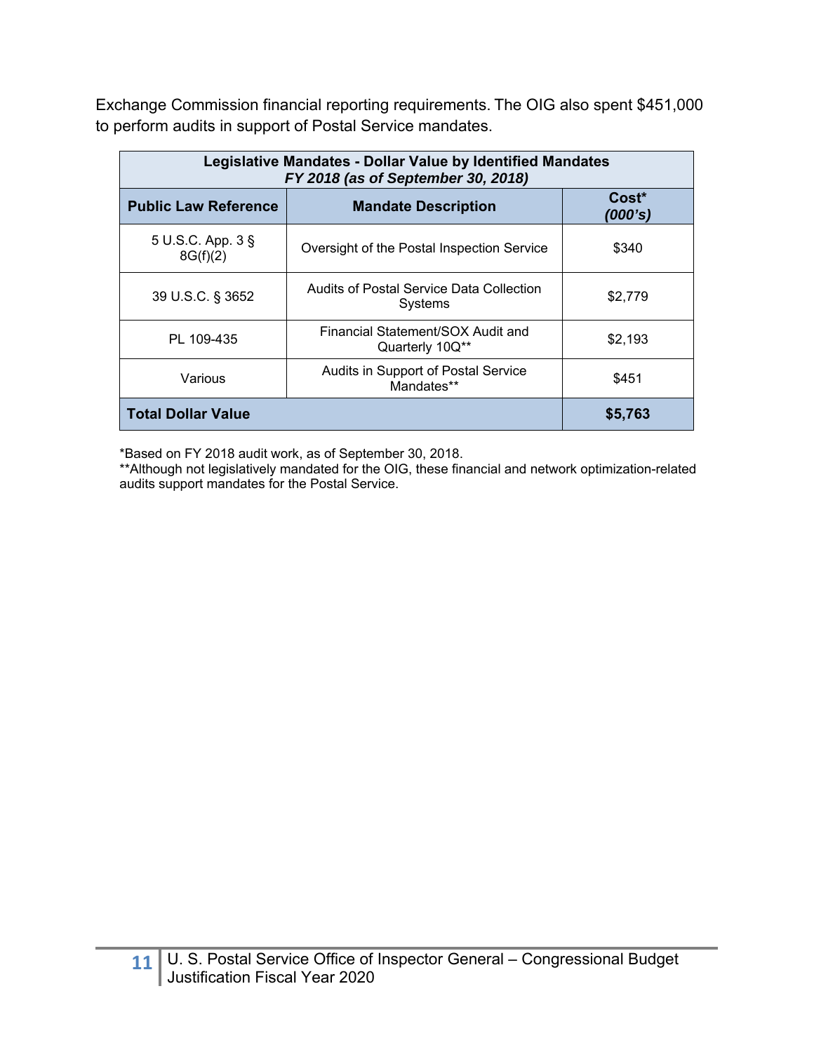Exchange Commission financial reporting requirements. The OIG also spent $451,000 to perform audits in support of Postal Service mandates.

| **Legislative Mandates - Dollar Value by Identified Mandates** ***FY 2018 (as of September 30, 2018)*** | | |
|---|---|---|
| **Public Law Reference** | **Mandate Description** | **Cost\*** ***(000's)*** |
| 5 U.S.C. App. 3 § 8G(f)(2) | Oversight of the Postal Inspection Service | $340 |
| 39 U.S.C. § 3652 | Audits of Postal Service Data Collection Systems | $2,779 |
| PL 109-435 | Financial Statement/SOX Audit and Quarterly 10Q** | $2,193 |
| Various | Audits in Support of Postal Service Mandates** | $451 |
| **Total Dollar Value** | | **$5,763** |

*Based on FY 2018 audit work, as of September 30, 2018.
**Although not legislatively mandated for the OIG, these financial and network optimization-related audits support mandates for the Postal Service.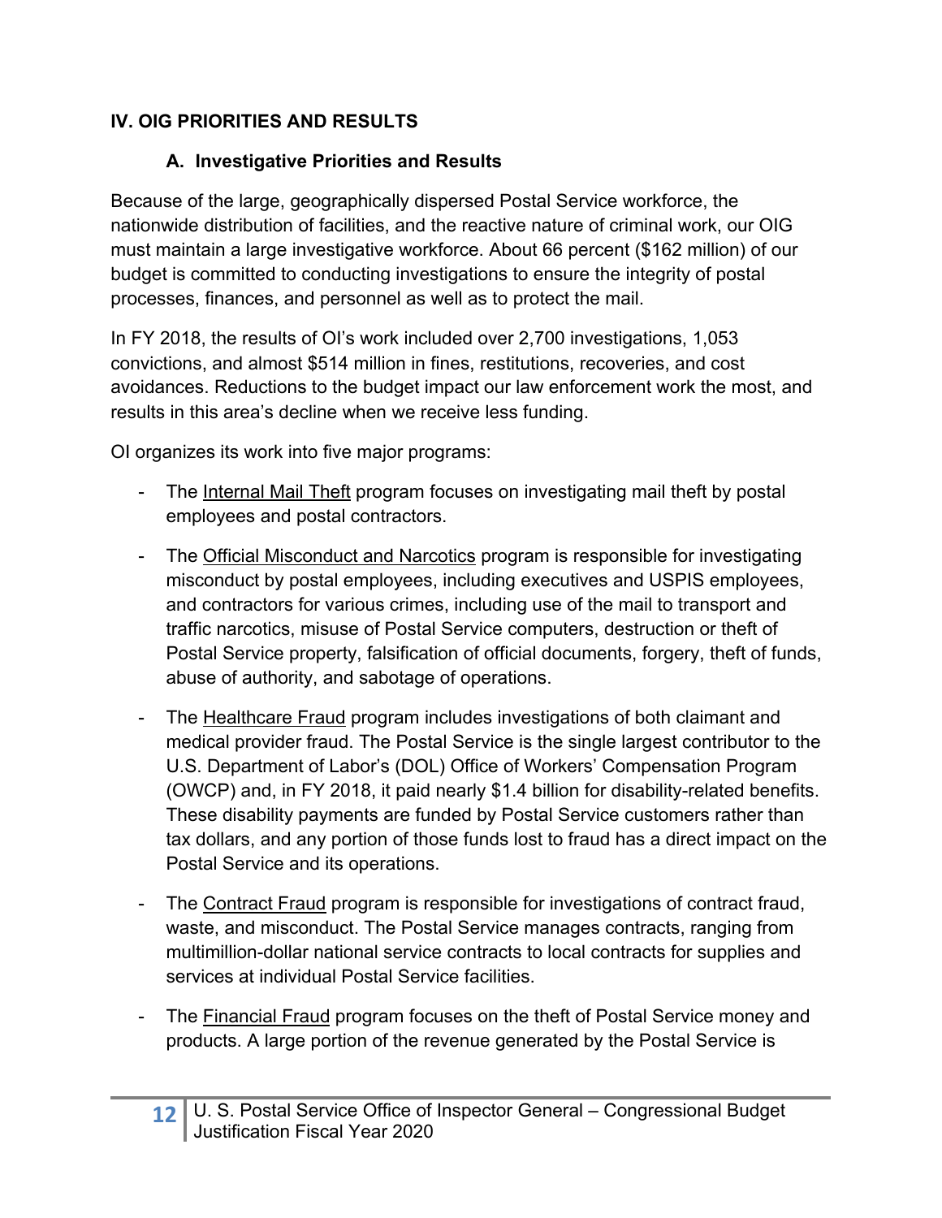## IV. OIG PRIORITIES AND RESULTS

### A. Investigative Priorities and Results

Because of the large, geographically dispersed Postal Service workforce, the nationwide distribution of facilities, and the reactive nature of criminal work, our OIG must maintain a large investigative workforce. About 66 percent ($162 million) of our budget is committed to conducting investigations to ensure the integrity of postal processes, finances, and personnel as well as to protect the mail.

In FY 2018, the results of OI's work included over 2,700 investigations, 1,053 convictions, and almost $514 million in fines, restitutions, recoveries, and cost avoidances. Reductions to the budget impact our law enforcement work the most, and results in this area's decline when we receive less funding.

OI organizes its work into five major programs:

- The Internal Mail Theft program focuses on investigating mail theft by postal employees and postal contractors.
- The Official Misconduct and Narcotics program is responsible for investigating misconduct by postal employees, including executives and USPIS employees, and contractors for various crimes, including use of the mail to transport and traffic narcotics, misuse of Postal Service computers, destruction or theft of Postal Service property, falsification of official documents, forgery, theft of funds, abuse of authority, and sabotage of operations.
- The Healthcare Fraud program includes investigations of both claimant and medical provider fraud. The Postal Service is the single largest contributor to the U.S. Department of Labor's (DOL) Office of Workers' Compensation Program (OWCP) and, in FY 2018, it paid nearly $1.4 billion for disability-related benefits. These disability payments are funded by Postal Service customers rather than tax dollars, and any portion of those funds lost to fraud has a direct impact on the Postal Service and its operations.
- The Contract Fraud program is responsible for investigations of contract fraud, waste, and misconduct. The Postal Service manages contracts, ranging from multimillion-dollar national service contracts to local contracts for supplies and services at individual Postal Service facilities.
- The Financial Fraud program focuses on the theft of Postal Service money and products. A large portion of the revenue generated by the Postal Service is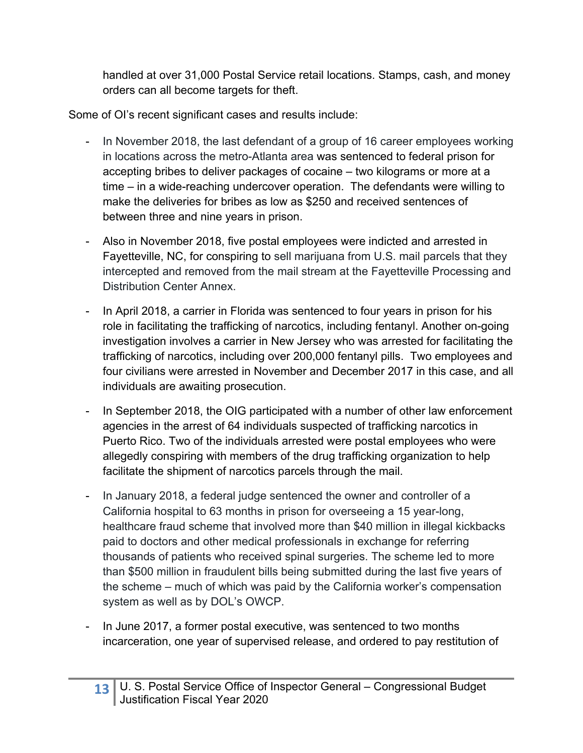handled at over 31,000 Postal Service retail locations. Stamps, cash, and money orders can all become targets for theft.

Some of OI's recent significant cases and results include:

- In November 2018, the last defendant of a group of 16 career employees working in locations across the metro-Atlanta area was sentenced to federal prison for accepting bribes to deliver packages of cocaine – two kilograms or more at a time – in a wide-reaching undercover operation. The defendants were willing to make the deliveries for bribes as low as $250 and received sentences of between three and nine years in prison.

- Also in November 2018, five postal employees were indicted and arrested in Fayetteville, NC, for conspiring to sell marijuana from U.S. mail parcels that they intercepted and removed from the mail stream at the Fayetteville Processing and Distribution Center Annex.

- In April 2018, a carrier in Florida was sentenced to four years in prison for his role in facilitating the trafficking of narcotics, including fentanyl. Another on-going investigation involves a carrier in New Jersey who was arrested for facilitating the trafficking of narcotics, including over 200,000 fentanyl pills. Two employees and four civilians were arrested in November and December 2017 in this case, and all individuals are awaiting prosecution.

- In September 2018, the OIG participated with a number of other law enforcement agencies in the arrest of 64 individuals suspected of trafficking narcotics in Puerto Rico. Two of the individuals arrested were postal employees who were allegedly conspiring with members of the drug trafficking organization to help facilitate the shipment of narcotics parcels through the mail.

- In January 2018, a federal judge sentenced the owner and controller of a California hospital to 63 months in prison for overseeing a 15 year-long, healthcare fraud scheme that involved more than $40 million in illegal kickbacks paid to doctors and other medical professionals in exchange for referring thousands of patients who received spinal surgeries. The scheme led to more than $500 million in fraudulent bills being submitted during the last five years of the scheme – much of which was paid by the California worker's compensation system as well as by DOL's OWCP.

- In June 2017, a former postal executive, was sentenced to two months incarceration, one year of supervised release, and ordered to pay restitution of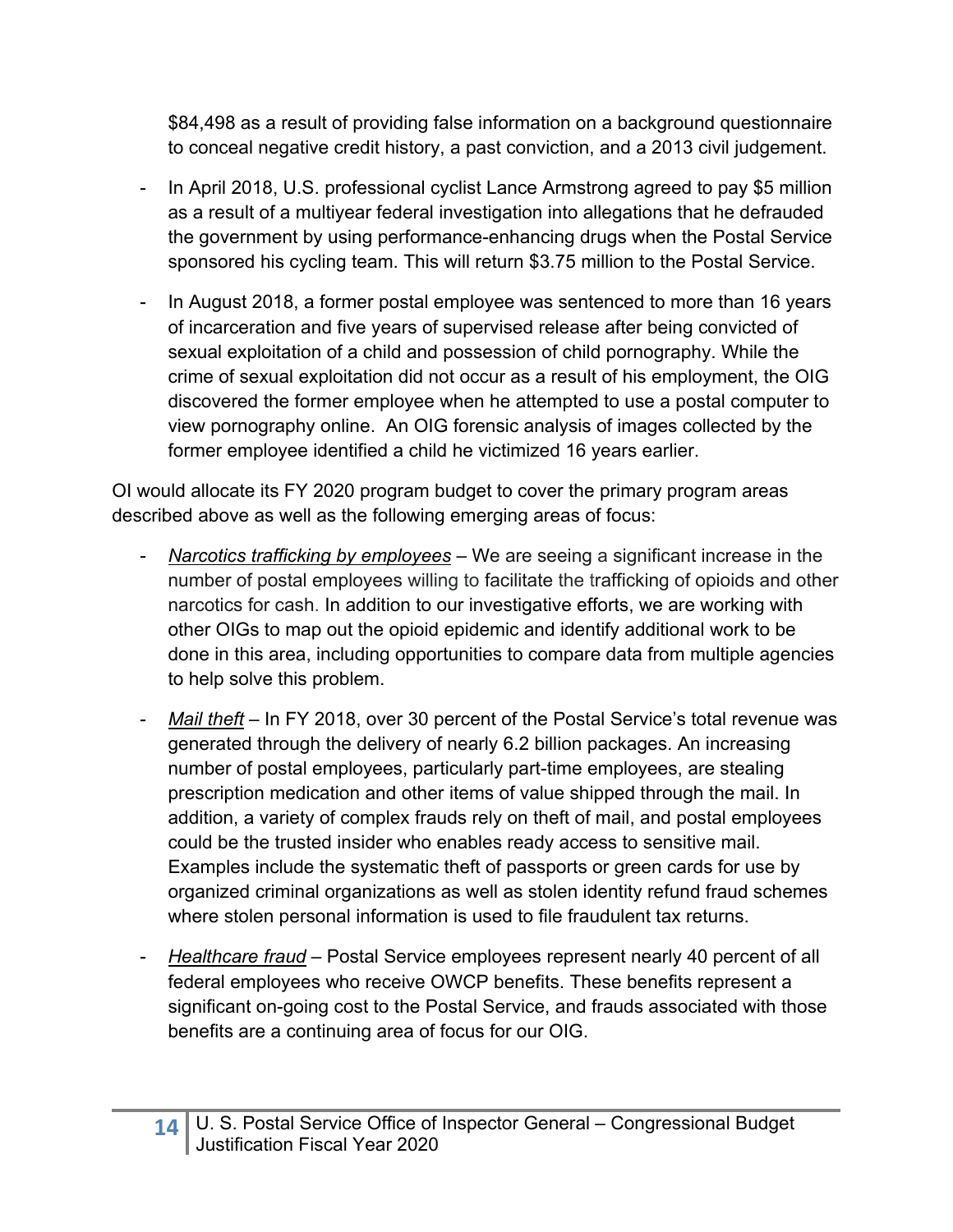$84,498 as a result of providing false information on a background questionnaire to conceal negative credit history, a past conviction, and a 2013 civil judgement.

- In April 2018, U.S. professional cyclist Lance Armstrong agreed to pay $5 million as a result of a multiyear federal investigation into allegations that he defrauded the government by using performance-enhancing drugs when the Postal Service sponsored his cycling team. This will return $3.75 million to the Postal Service.
- In August 2018, a former postal employee was sentenced to more than 16 years of incarceration and five years of supervised release after being convicted of sexual exploitation of a child and possession of child pornography. While the crime of sexual exploitation did not occur as a result of his employment, the OIG discovered the former employee when he attempted to use a postal computer to view pornography online. An OIG forensic analysis of images collected by the former employee identified a child he victimized 16 years earlier.

OI would allocate its FY 2020 program budget to cover the primary program areas described above as well as the following emerging areas of focus:

- *Narcotics trafficking by employees* – We are seeing a significant increase in the number of postal employees willing to facilitate the trafficking of opioids and other narcotics for cash. In addition to our investigative efforts, we are working with other OIGs to map out the opioid epidemic and identify additional work to be done in this area, including opportunities to compare data from multiple agencies to help solve this problem.
- *Mail theft* – In FY 2018, over 30 percent of the Postal Service's total revenue was generated through the delivery of nearly 6.2 billion packages. An increasing number of postal employees, particularly part-time employees, are stealing prescription medication and other items of value shipped through the mail. In addition, a variety of complex frauds rely on theft of mail, and postal employees could be the trusted insider who enables ready access to sensitive mail. Examples include the systematic theft of passports or green cards for use by organized criminal organizations as well as stolen identity refund fraud schemes where stolen personal information is used to file fraudulent tax returns.
- *Healthcare fraud* – Postal Service employees represent nearly 40 percent of all federal employees who receive OWCP benefits. These benefits represent a significant on-going cost to the Postal Service, and frauds associated with those benefits are a continuing area of focus for our OIG.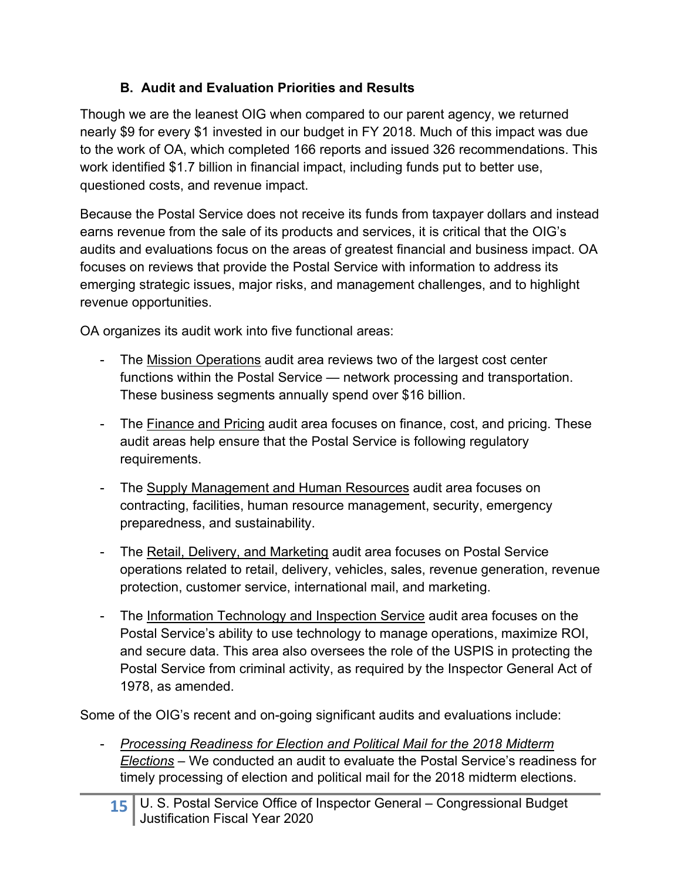### B. Audit and Evaluation Priorities and Results

Though we are the leanest OIG when compared to our parent agency, we returned nearly $9 for every $1 invested in our budget in FY 2018. Much of this impact was due to the work of OA, which completed 166 reports and issued 326 recommendations. This work identified $1.7 billion in financial impact, including funds put to better use, questioned costs, and revenue impact.

Because the Postal Service does not receive its funds from taxpayer dollars and instead earns revenue from the sale of its products and services, it is critical that the OIG's audits and evaluations focus on the areas of greatest financial and business impact. OA focuses on reviews that provide the Postal Service with information to address its emerging strategic issues, major risks, and management challenges, and to highlight revenue opportunities.

OA organizes its audit work into five functional areas:

- The Mission Operations audit area reviews two of the largest cost center functions within the Postal Service — network processing and transportation. These business segments annually spend over $16 billion.
- The Finance and Pricing audit area focuses on finance, cost, and pricing. These audit areas help ensure that the Postal Service is following regulatory requirements.
- The Supply Management and Human Resources audit area focuses on contracting, facilities, human resource management, security, emergency preparedness, and sustainability.
- The Retail, Delivery, and Marketing audit area focuses on Postal Service operations related to retail, delivery, vehicles, sales, revenue generation, revenue protection, customer service, international mail, and marketing.
- The Information Technology and Inspection Service audit area focuses on the Postal Service's ability to use technology to manage operations, maximize ROI, and secure data. This area also oversees the role of the USPIS in protecting the Postal Service from criminal activity, as required by the Inspector General Act of 1978, as amended.

Some of the OIG's recent and on-going significant audits and evaluations include:

- *Processing Readiness for Election and Political Mail for the 2018 Midterm Elections* – We conducted an audit to evaluate the Postal Service's readiness for timely processing of election and political mail for the 2018 midterm elections.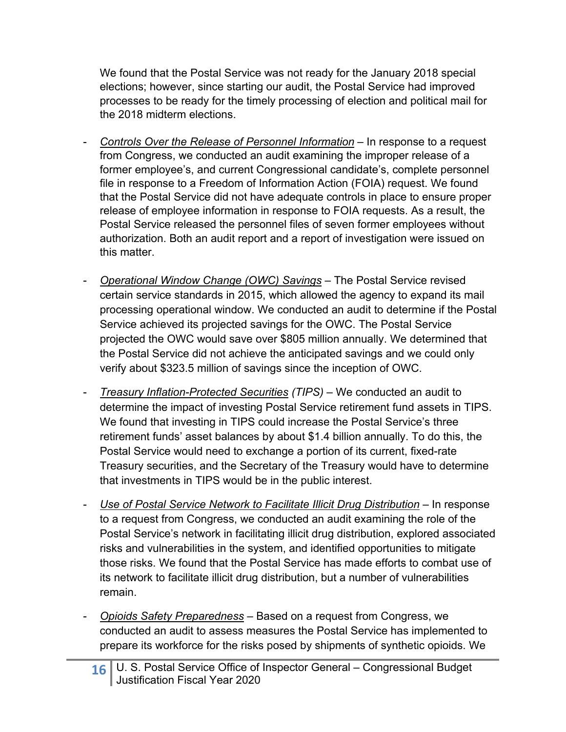We found that the Postal Service was not ready for the January 2018 special elections; however, since starting our audit, the Postal Service had improved processes to be ready for the timely processing of election and political mail for the 2018 midterm elections.

- <u>*Controls Over the Release of Personnel Information*</u> – In response to a request from Congress, we conducted an audit examining the improper release of a former employee's, and current Congressional candidate's, complete personnel file in response to a Freedom of Information Action (FOIA) request. We found that the Postal Service did not have adequate controls in place to ensure proper release of employee information in response to FOIA requests. As a result, the Postal Service released the personnel files of seven former employees without authorization. Both an audit report and a report of investigation were issued on this matter.

- <u>*Operational Window Change (OWC) Savings*</u> – The Postal Service revised certain service standards in 2015, which allowed the agency to expand its mail processing operational window. We conducted an audit to determine if the Postal Service achieved its projected savings for the OWC. The Postal Service projected the OWC would save over $805 million annually. We determined that the Postal Service did not achieve the anticipated savings and we could only verify about $323.5 million of savings since the inception of OWC.

- <u>*Treasury Inflation-Protected Securities*</u> *(TIPS)* – We conducted an audit to determine the impact of investing Postal Service retirement fund assets in TIPS. We found that investing in TIPS could increase the Postal Service's three retirement funds' asset balances by about $1.4 billion annually. To do this, the Postal Service would need to exchange a portion of its current, fixed-rate Treasury securities, and the Secretary of the Treasury would have to determine that investments in TIPS would be in the public interest.

- <u>*Use of Postal Service Network to Facilitate Illicit Drug Distribution*</u> – In response to a request from Congress, we conducted an audit examining the role of the Postal Service's network in facilitating illicit drug distribution, explored associated risks and vulnerabilities in the system, and identified opportunities to mitigate those risks. We found that the Postal Service has made efforts to combat use of its network to facilitate illicit drug distribution, but a number of vulnerabilities remain.

- <u>*Opioids Safety Preparedness*</u> – Based on a request from Congress, we conducted an audit to assess measures the Postal Service has implemented to prepare its workforce for the risks posed by shipments of synthetic opioids. We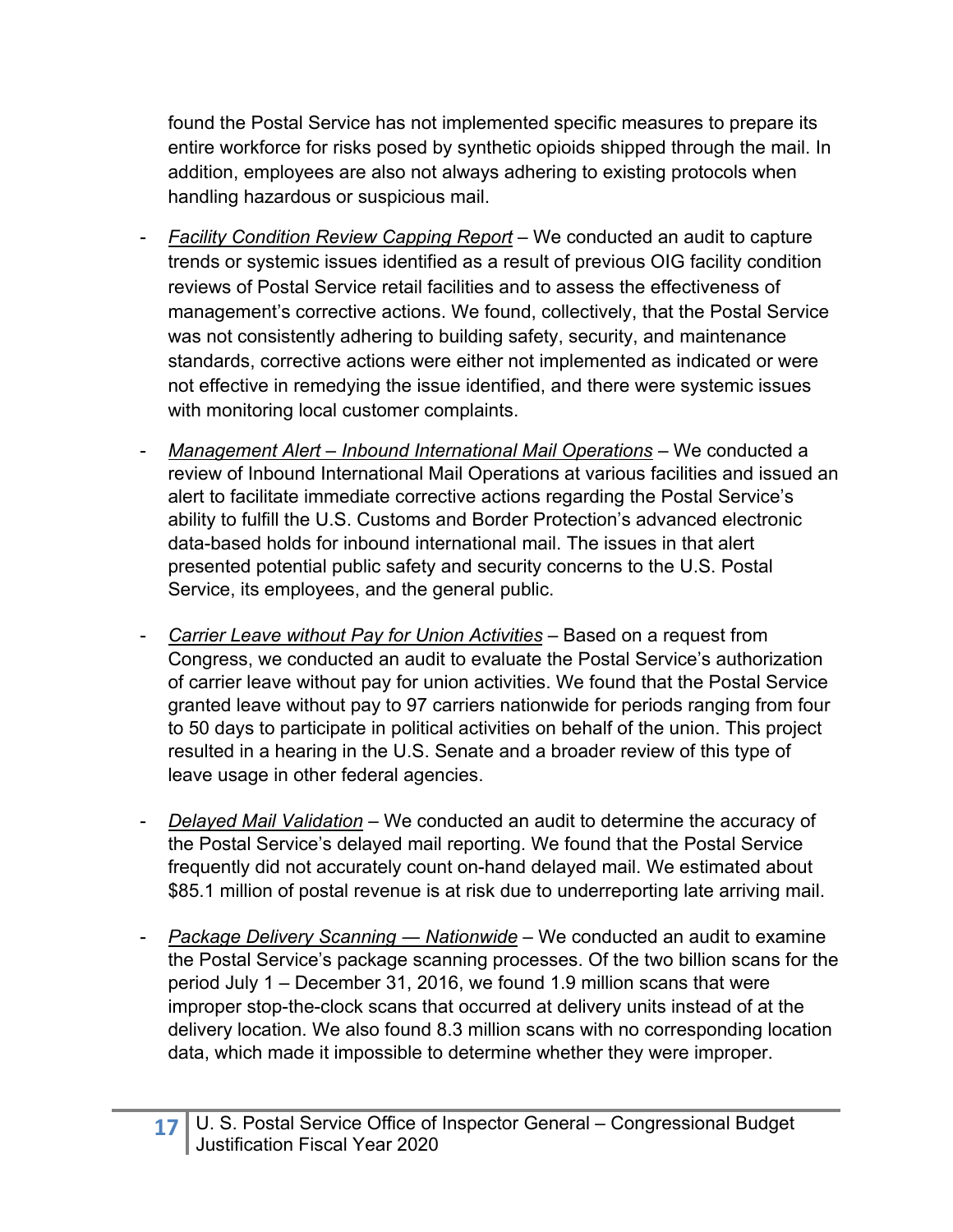found the Postal Service has not implemented specific measures to prepare its entire workforce for risks posed by synthetic opioids shipped through the mail. In addition, employees are also not always adhering to existing protocols when handling hazardous or suspicious mail.

- *Facility Condition Review Capping Report* – We conducted an audit to capture trends or systemic issues identified as a result of previous OIG facility condition reviews of Postal Service retail facilities and to assess the effectiveness of management's corrective actions. We found, collectively, that the Postal Service was not consistently adhering to building safety, security, and maintenance standards, corrective actions were either not implemented as indicated or were not effective in remedying the issue identified, and there were systemic issues with monitoring local customer complaints.

- *Management Alert – Inbound International Mail Operations* – We conducted a review of Inbound International Mail Operations at various facilities and issued an alert to facilitate immediate corrective actions regarding the Postal Service's ability to fulfill the U.S. Customs and Border Protection's advanced electronic data-based holds for inbound international mail. The issues in that alert presented potential public safety and security concerns to the U.S. Postal Service, its employees, and the general public.

- *Carrier Leave without Pay for Union Activities* – Based on a request from Congress, we conducted an audit to evaluate the Postal Service's authorization of carrier leave without pay for union activities. We found that the Postal Service granted leave without pay to 97 carriers nationwide for periods ranging from four to 50 days to participate in political activities on behalf of the union. This project resulted in a hearing in the U.S. Senate and a broader review of this type of leave usage in other federal agencies.

- *Delayed Mail Validation* – We conducted an audit to determine the accuracy of the Postal Service's delayed mail reporting. We found that the Postal Service frequently did not accurately count on-hand delayed mail. We estimated about $85.1 million of postal revenue is at risk due to underreporting late arriving mail.

- *Package Delivery Scanning — Nationwide* – We conducted an audit to examine the Postal Service's package scanning processes. Of the two billion scans for the period July 1 – December 31, 2016, we found 1.9 million scans that were improper stop-the-clock scans that occurred at delivery units instead of at the delivery location. We also found 8.3 million scans with no corresponding location data, which made it impossible to determine whether they were improper.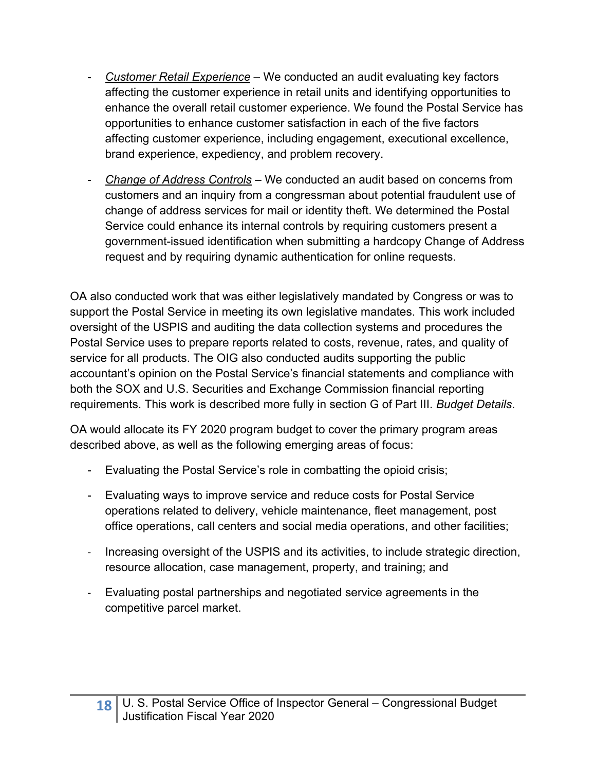- *Customer Retail Experience* – We conducted an audit evaluating key factors affecting the customer experience in retail units and identifying opportunities to enhance the overall retail customer experience. We found the Postal Service has opportunities to enhance customer satisfaction in each of the five factors affecting customer experience, including engagement, executional excellence, brand experience, expediency, and problem recovery.

- *Change of Address Controls* – We conducted an audit based on concerns from customers and an inquiry from a congressman about potential fraudulent use of change of address services for mail or identity theft. We determined the Postal Service could enhance its internal controls by requiring customers present a government-issued identification when submitting a hardcopy Change of Address request and by requiring dynamic authentication for online requests.

OA also conducted work that was either legislatively mandated by Congress or was to support the Postal Service in meeting its own legislative mandates. This work included oversight of the USPIS and auditing the data collection systems and procedures the Postal Service uses to prepare reports related to costs, revenue, rates, and quality of service for all products. The OIG also conducted audits supporting the public accountant's opinion on the Postal Service's financial statements and compliance with both the SOX and U.S. Securities and Exchange Commission financial reporting requirements. This work is described more fully in section G of Part III. *Budget Details*.

OA would allocate its FY 2020 program budget to cover the primary program areas described above, as well as the following emerging areas of focus:

- Evaluating the Postal Service's role in combatting the opioid crisis;

- Evaluating ways to improve service and reduce costs for Postal Service operations related to delivery, vehicle maintenance, fleet management, post office operations, call centers and social media operations, and other facilities;

- Increasing oversight of the USPIS and its activities, to include strategic direction, resource allocation, case management, property, and training; and

- Evaluating postal partnerships and negotiated service agreements in the competitive parcel market.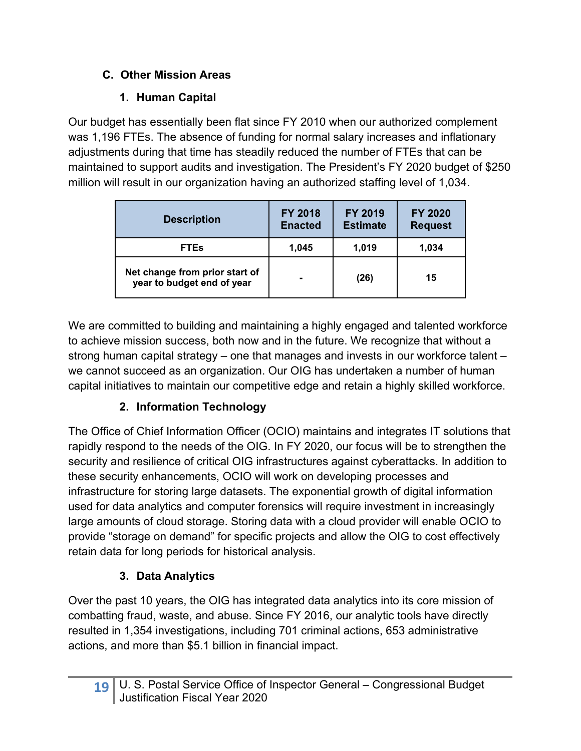## C. Other Mission Areas

### 1. Human Capital

Our budget has essentially been flat since FY 2010 when our authorized complement was 1,196 FTEs. The absence of funding for normal salary increases and inflationary adjustments during that time has steadily reduced the number of FTEs that can be maintained to support audits and investigation. The President's FY 2020 budget of $250 million will result in our organization having an authorized staffing level of 1,034.

| Description | FY 2018 Enacted | FY 2019 Estimate | FY 2020 Request |
|---|---|---|---|
| FTEs | 1,045 | 1,019 | 1,034 |
| Net change from prior start of year to budget end of year | - | (26) | 15 |

We are committed to building and maintaining a highly engaged and talented workforce to achieve mission success, both now and in the future. We recognize that without a strong human capital strategy – one that manages and invests in our workforce talent – we cannot succeed as an organization. Our OIG has undertaken a number of human capital initiatives to maintain our competitive edge and retain a highly skilled workforce.

### 2. Information Technology

The Office of Chief Information Officer (OCIO) maintains and integrates IT solutions that rapidly respond to the needs of the OIG. In FY 2020, our focus will be to strengthen the security and resilience of critical OIG infrastructures against cyberattacks. In addition to these security enhancements, OCIO will work on developing processes and infrastructure for storing large datasets. The exponential growth of digital information used for data analytics and computer forensics will require investment in increasingly large amounts of cloud storage. Storing data with a cloud provider will enable OCIO to provide "storage on demand" for specific projects and allow the OIG to cost effectively retain data for long periods for historical analysis.

### 3. Data Analytics

Over the past 10 years, the OIG has integrated data analytics into its core mission of combatting fraud, waste, and abuse. Since FY 2016, our analytic tools have directly resulted in 1,354 investigations, including 701 criminal actions, 653 administrative actions, and more than $5.1 billion in financial impact.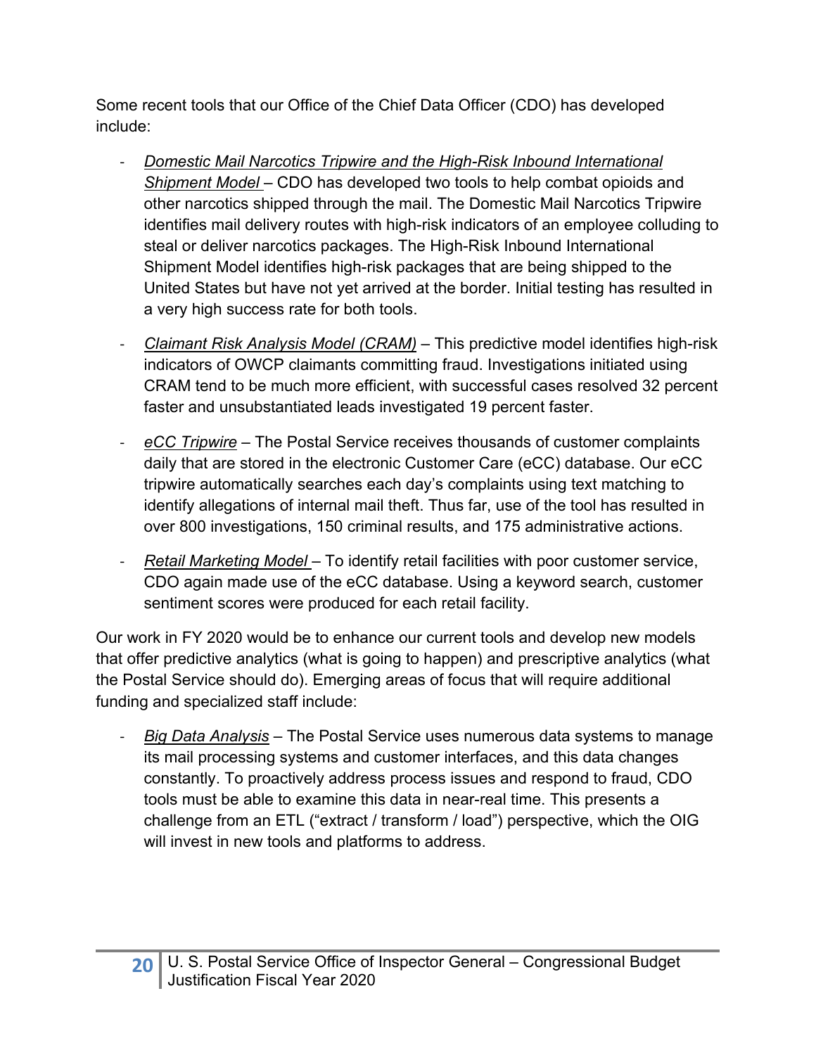Some recent tools that our Office of the Chief Data Officer (CDO) has developed include:

- *Domestic Mail Narcotics Tripwire and the High-Risk Inbound International Shipment Model* – CDO has developed two tools to help combat opioids and other narcotics shipped through the mail. The Domestic Mail Narcotics Tripwire identifies mail delivery routes with high-risk indicators of an employee colluding to steal or deliver narcotics packages. The High-Risk Inbound International Shipment Model identifies high-risk packages that are being shipped to the United States but have not yet arrived at the border. Initial testing has resulted in a very high success rate for both tools.

- *Claimant Risk Analysis Model (CRAM)* – This predictive model identifies high-risk indicators of OWCP claimants committing fraud. Investigations initiated using CRAM tend to be much more efficient, with successful cases resolved 32 percent faster and unsubstantiated leads investigated 19 percent faster.

- *eCC Tripwire* – The Postal Service receives thousands of customer complaints daily that are stored in the electronic Customer Care (eCC) database. Our eCC tripwire automatically searches each day's complaints using text matching to identify allegations of internal mail theft. Thus far, use of the tool has resulted in over 800 investigations, 150 criminal results, and 175 administrative actions.

- *Retail Marketing Model* – To identify retail facilities with poor customer service, CDO again made use of the eCC database. Using a keyword search, customer sentiment scores were produced for each retail facility.

Our work in FY 2020 would be to enhance our current tools and develop new models that offer predictive analytics (what is going to happen) and prescriptive analytics (what the Postal Service should do). Emerging areas of focus that will require additional funding and specialized staff include:

- *Big Data Analysis* – The Postal Service uses numerous data systems to manage its mail processing systems and customer interfaces, and this data changes constantly. To proactively address process issues and respond to fraud, CDO tools must be able to examine this data in near-real time. This presents a challenge from an ETL ("extract / transform / load") perspective, which the OIG will invest in new tools and platforms to address.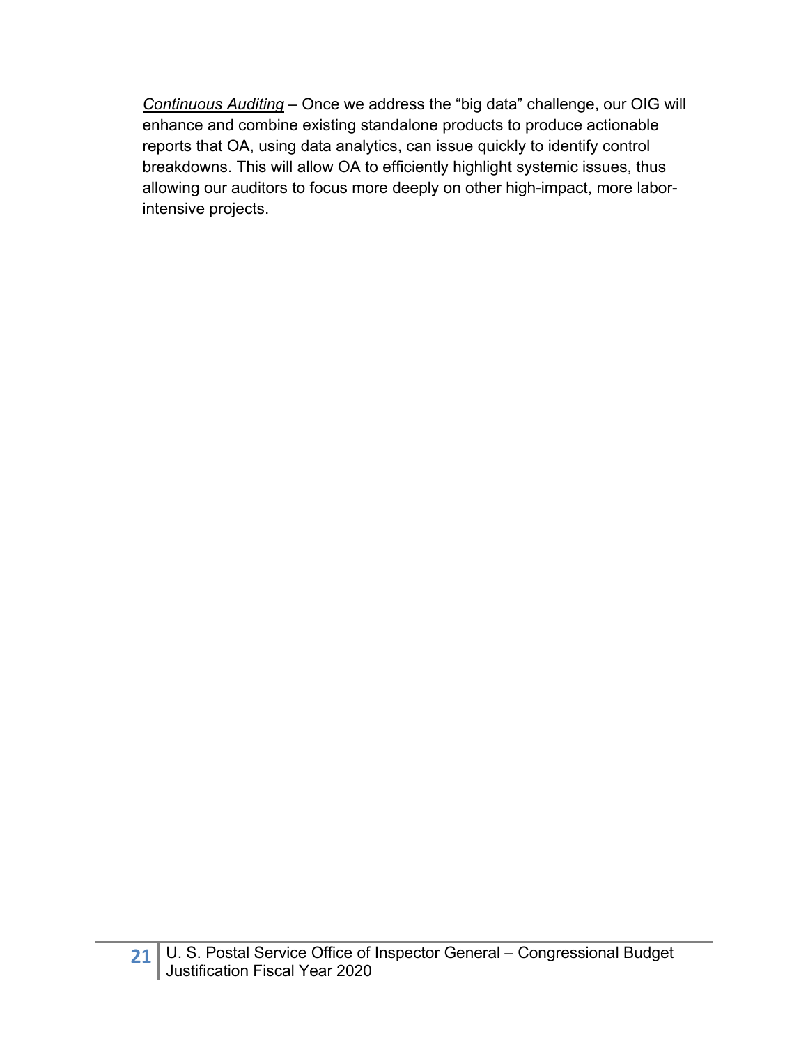*Continuous Auditing* – Once we address the "big data" challenge, our OIG will enhance and combine existing standalone products to produce actionable reports that OA, using data analytics, can issue quickly to identify control breakdowns. This will allow OA to efficiently highlight systemic issues, thus allowing our auditors to focus more deeply on other high-impact, more labor-intensive projects.